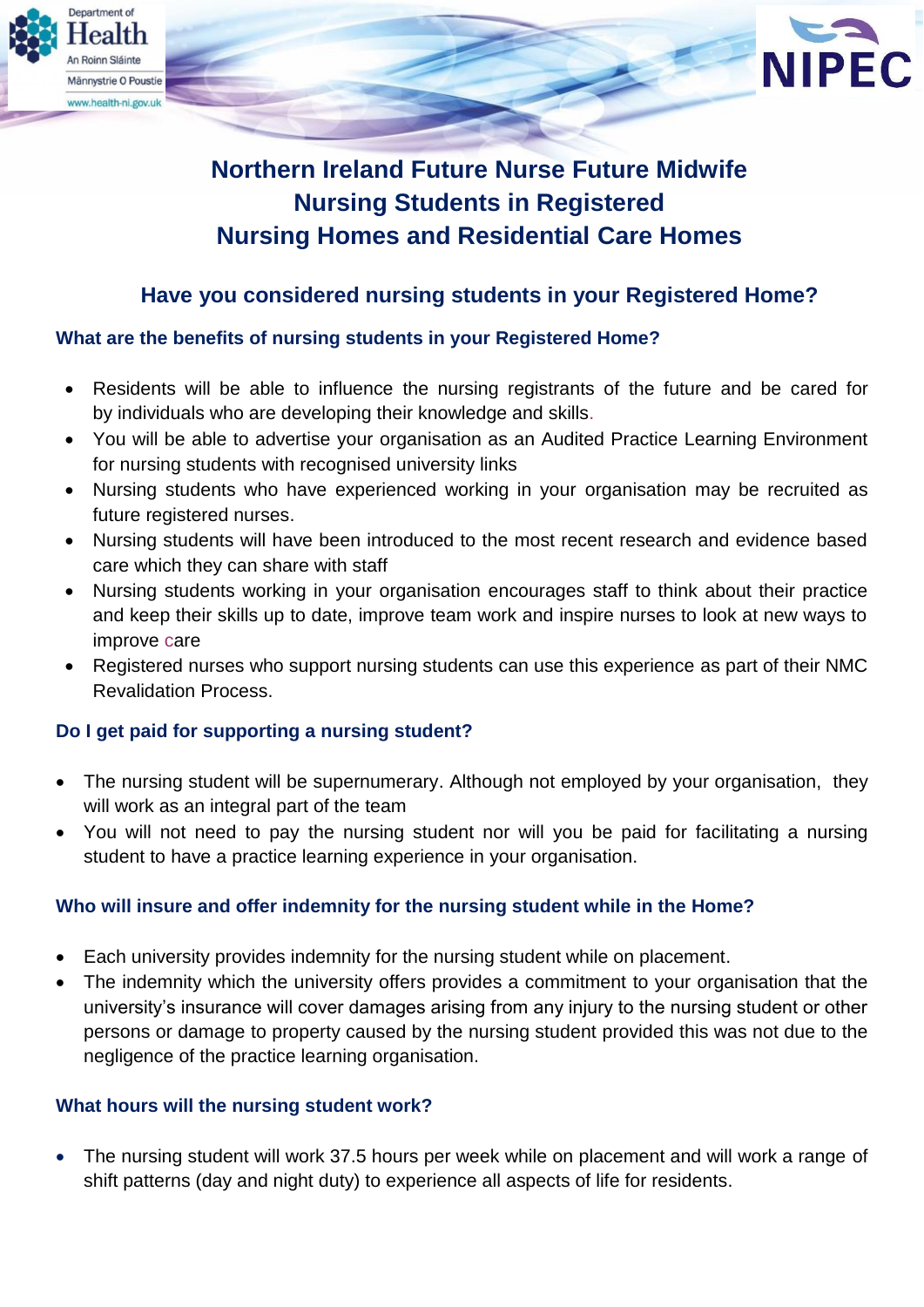# Northern Ireland Future Nurse Future Midwife Nursing Students in Registered Nursing Homes and Residential Care Homes

## Have you considered nursing students in your Registered Home?

### What are the benefits of nursing students in your Registered Home?

- Residents will be able to influence the nursing registrants of the future and be cared for by individuals who are developing their knowledge and skills.
- You will be able to advertise your organisation as an Audited Practice Learning Environment for nursing students with recognised university links
- Nursing students who have experienced working in your organisation may be recruited as future registered nurses.
- Nursing students will have been introduced to the most recent research and evidence based care which they can share with staff
- Nursing students working in your organisation encourages staff to think about their practice and keep their skills up to date, improve team work and inspire nurses to look at new ways to improve care
- Registered nurses who support nursing students can use this experience as part of their NMC Revalidation Process.

### Do I get paid for supporting a nursing student?

- The nursing student will be supernumerary. Although not employed by your organisation, they will work as an integral part of the team
- You will not need to pay the nursing student nor will you be paid for facilitating a nursing student to have a practice learning experience in your organisation.

### Who will insure and offer indemnity for the nursing student while in the Home?

- Each university provides indemnity for the nursing student while on placement.
- The indemnity which the university offers provides a commitment to your organisation that the university's insurance will cover damages arising from any injury to the nursing student or other persons or damage to property caused by the nursing student provided this was not due to the negligence of the practice learning organisation.

### What hours will the nursing student work?

- The nursing student will work 37.5 hours per week while on placement and will work a range of shift patterns (day and night duty) to experience all aspects of life for residents.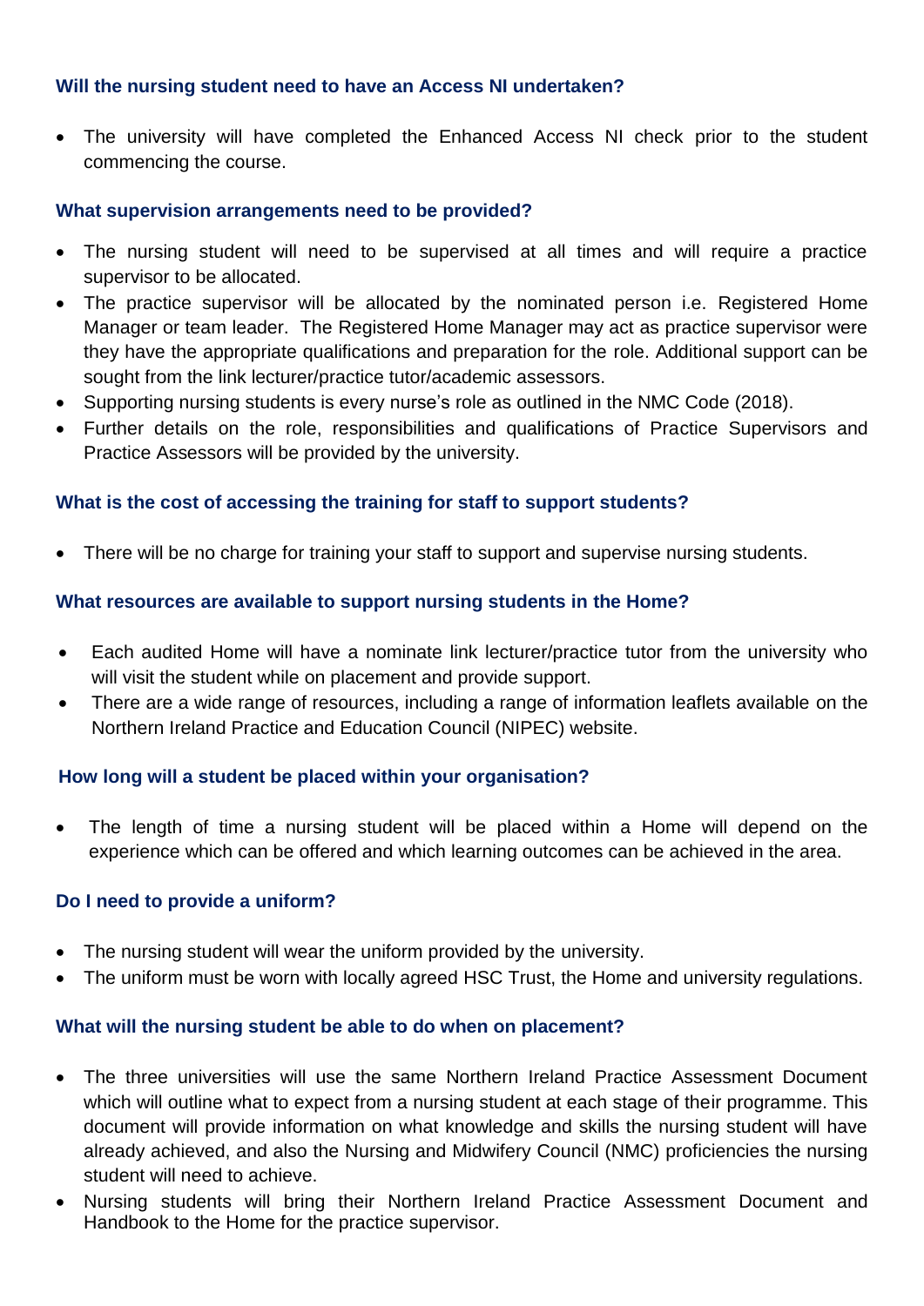### Will the nursing student need to have an Access NI undertaken?

- The university will have completed the Enhanced Access NI check prior to the student commencing the course.

### What supervision arrangements need to be provided?

- The nursing student will need to be supervised at all times and will require a practice supervisor to be allocated.
- The practice supervisor will be allocated by the nominated person i.e. Registered Home Manager or team leader. The Registered Home Manager may act as practice supervisor were they have the appropriate qualifications and preparation for the role. Additional support can be sought from the link lecturer/practice tutor/academic assessors.
- Supporting nursing students is every nurse's role as outlined in the NMC Code (2018).
- Further details on the role, responsibilities and qualifications of Practice Supervisors and Practice Assessors will be provided by the university.

### What is the cost of accessing the training for staff to support students?

- There will be no charge for training your staff to support and supervise nursing students.

### What resources are available to support nursing students in the Home?

- Each audited Home will have a nominate link lecturer/practice tutor from the university who will visit the student while on placement and provide support.
- There are a wide range of resources, including a range of information leaflets available on the Northern Ireland Practice and Education Council (NIPEC) website.

### How long will a student be placed within your organisation?

- The length of time a nursing student will be placed within a Home will depend on the experience which can be offered and which learning outcomes can be achieved in the area.

### Do I need to provide a uniform?

- The nursing student will wear the uniform provided by the university.
- The uniform must be worn with locally agreed HSC Trust, the Home and university regulations.

### What will the nursing student be able to do when on placement?

- The three universities will use the same Northern Ireland Practice Assessment Document which will outline what to expect from a nursing student at each stage of their programme. This document will provide information on what knowledge and skills the nursing student will have already achieved, and also the Nursing and Midwifery Council (NMC) proficiencies the nursing student will need to achieve.
- Nursing students will bring their Northern Ireland Practice Assessment Document and Handbook to the Home for the practice supervisor.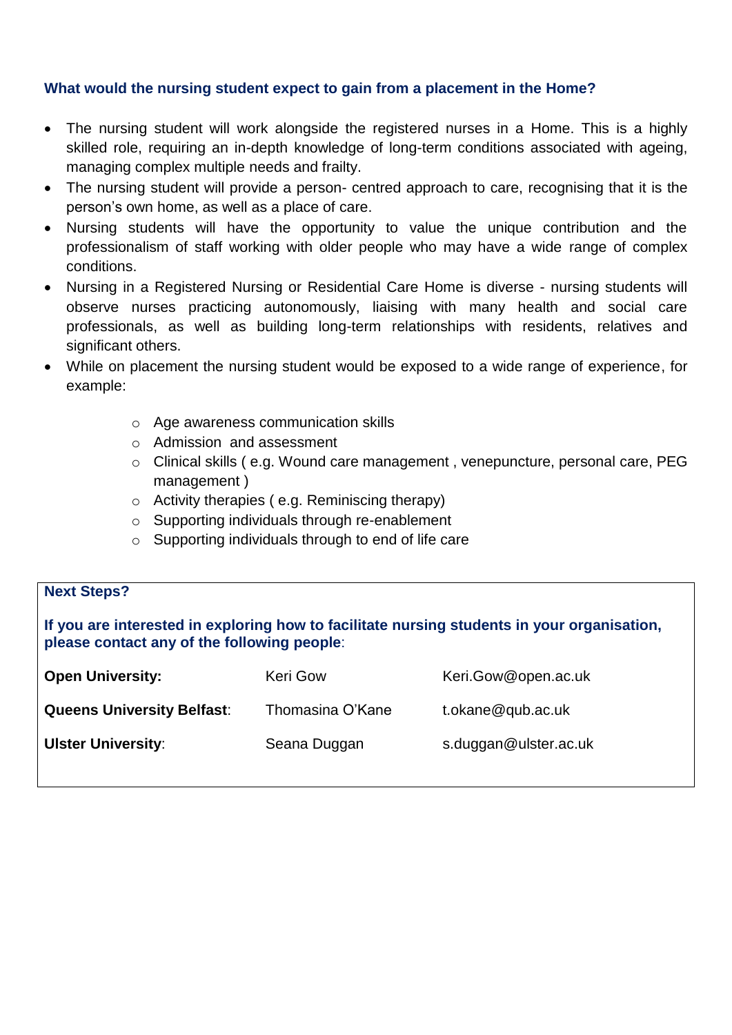### What would the nursing student expect to gain from a placement in the Home?

- The nursing student will work alongside the registered nurses in a Home. This is a highly skilled role, requiring an in-depth knowledge of long-term conditions associated with ageing, managing complex multiple needs and frailty.
- The nursing student will provide a person- centred approach to care, recognising that it is the person's own home, as well as a place of care.
- Nursing students will have the opportunity to value the unique contribution and the professionalism of staff working with older people who may have a wide range of complex conditions.
- Nursing in a Registered Nursing or Residential Care Home is diverse - nursing students will observe nurses practicing autonomously, liaising with many health and social care professionals, as well as building long-term relationships with residents, relatives and significant others.
- While on placement the nursing student would be exposed to a wide range of experience, for example:
  - Age awareness communication skills
  - Admission and assessment
  - Clinical skills ( e.g. Wound care management , venepuncture, personal care, PEG management )
  - Activity therapies ( e.g. Reminiscing therapy)
  - Supporting individuals through re-enablement
  - Supporting individuals through to end of life care

### Next Steps?

**If you are interested in exploring how to facilitate nursing students in your organisation, please contact any of the following people:**

| | | |
|---|---|---|
| **Open University:** | Keri Gow | Keri.Gow@open.ac.uk |
| **Queens University Belfast:** | Thomasina O'Kane | t.okane@qub.ac.uk |
| **Ulster University:** | Seana Duggan | s.duggan@ulster.ac.uk |